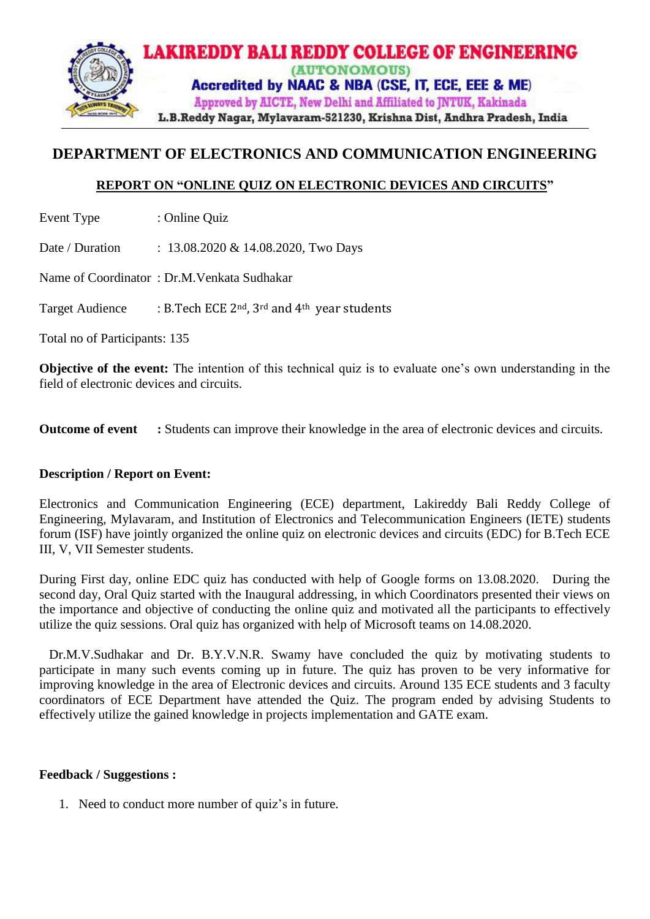# LAKIREDDY BALI REDDY COLLEGE OF ENGINEERING

(AUTONOMOUS)

Accredited by NAAC & NBA (CSE, IT, ECE, EEE & ME)

Approved by AICTE, New Delhi and Affiliated to JNTUK, Kakinada

L.B.Reddy Nagar, Mylavaram-521230, Krishna Dist, Andhra Pradesh, India

## DEPARTMENT OF ELECTRONICS AND COMMUNICATION ENGINEERING

### REPORT ON "ONLINE QUIZ ON ELECTRONIC DEVICES AND CIRCUITS"

Event Type : Online Quiz

Date / Duration : 13.08.2020 & 14.08.2020, Two Days

Name of Coordinator : Dr.M.Venkata Sudhakar

Target Audience : B.Tech ECE 2nd, 3rd and 4th year students

Total no of Participants: 135

**Objective of the event:** The intention of this technical quiz is to evaluate one's own understanding in the field of electronic devices and circuits.

**Outcome of event :** Students can improve their knowledge in the area of electronic devices and circuits.

**Description / Report on Event:**

Electronics and Communication Engineering (ECE) department, Lakireddy Bali Reddy College of Engineering, Mylavaram, and Institution of Electronics and Telecommunication Engineers (IETE) students forum (ISF) have jointly organized the online quiz on electronic devices and circuits (EDC) for B.Tech ECE III, V, VII Semester students.

During First day, online EDC quiz has conducted with help of Google forms on 13.08.2020. During the second day, Oral Quiz started with the Inaugural addressing, in which Coordinators presented their views on the importance and objective of conducting the online quiz and motivated all the participants to effectively utilize the quiz sessions. Oral quiz has organized with help of Microsoft teams on 14.08.2020.

Dr.M.V.Sudhakar and Dr. B.Y.V.N.R. Swamy have concluded the quiz by motivating students to participate in many such events coming up in future. The quiz has proven to be very informative for improving knowledge in the area of Electronic devices and circuits. Around 135 ECE students and 3 faculty coordinators of ECE Department have attended the Quiz. The program ended by advising Students to effectively utilize the gained knowledge in projects implementation and GATE exam.

**Feedback / Suggestions :**

1. Need to conduct more number of quiz's in future.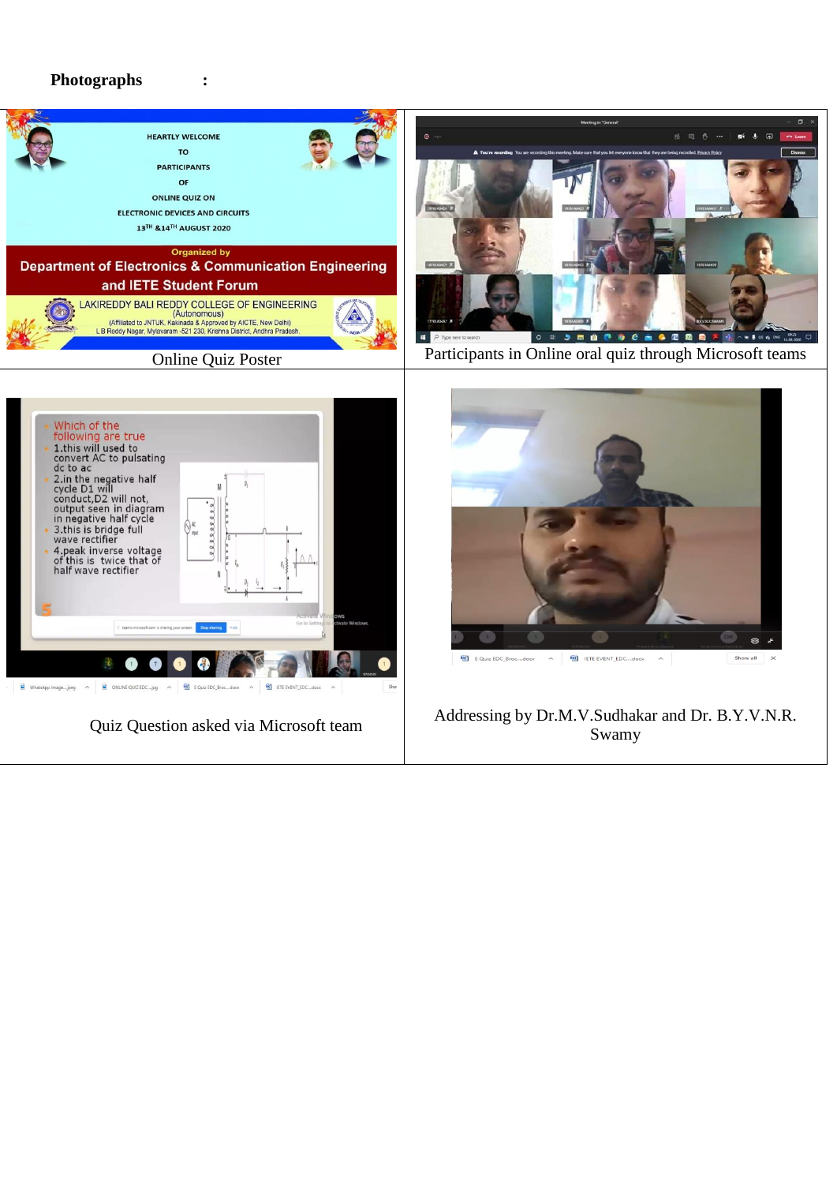**Photographs :**

| | |
|---|---|
| Online Quiz Poster | Participants in Online oral quiz through Microsoft teams |
| Quiz Question asked via Microsoft team | Addressing by Dr.M.V.Sudhakar and Dr. B.Y.V.N.R. Swamy |